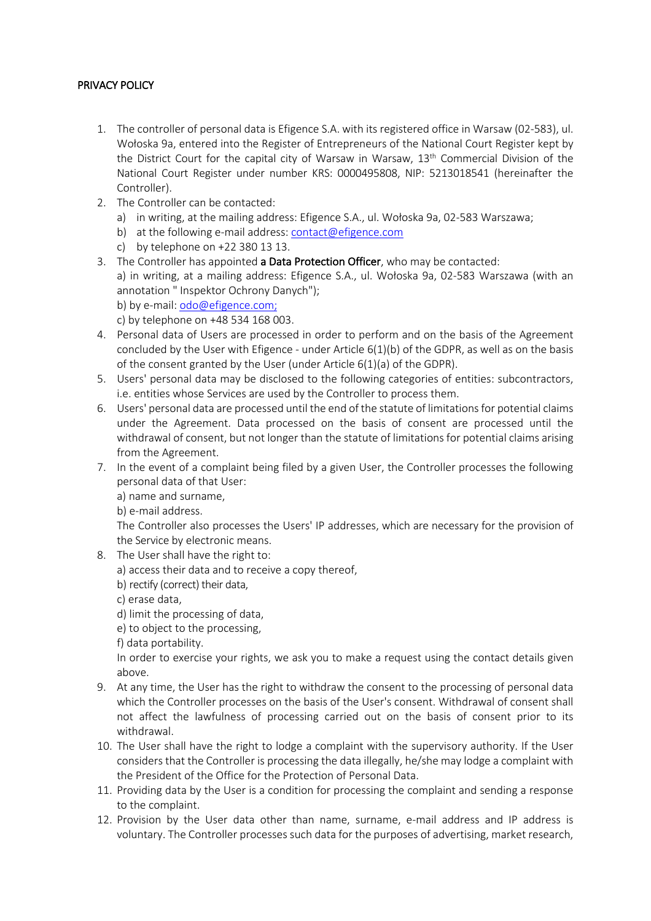PRIVACY POLICY

1. The controller of personal data is Efigence S.A. with its registered office in Warsaw (02-583), ul. Wołoska 9a, entered into the Register of Entrepreneurs of the National Court Register kept by the District Court for the capital city of Warsaw in Warsaw, 13th Commercial Division of the National Court Register under number KRS: 0000495808, NIP: 5213018541 (hereinafter the Controller).
2. The Controller can be contacted:
   a) in writing, at the mailing address: Efigence S.A., ul. Wołoska 9a, 02-583 Warszawa;
   b) at the following e-mail address: contact@efigence.com
   c) by telephone on +22 380 13 13.
3. The Controller has appointed **a Data Protection Officer**, who may be contacted:
   a) in writing, at a mailing address: Efigence S.A., ul. Wołoska 9a, 02-583 Warszawa (with an annotation " Inspektor Ochrony Danych");
   b) by e-mail: odo@efigence.com;
   c) by telephone on +48 534 168 003.
4. Personal data of Users are processed in order to perform and on the basis of the Agreement concluded by the User with Efigence - under Article 6(1)(b) of the GDPR, as well as on the basis of the consent granted by the User (under Article 6(1)(a) of the GDPR).
5. Users' personal data may be disclosed to the following categories of entities: subcontractors, i.e. entities whose Services are used by the Controller to process them.
6. Users' personal data are processed until the end of the statute of limitations for potential claims under the Agreement. Data processed on the basis of consent are processed until the withdrawal of consent, but not longer than the statute of limitations for potential claims arising from the Agreement.
7. In the event of a complaint being filed by a given User, the Controller processes the following personal data of that User:
   a) name and surname,
   b) e-mail address.
   The Controller also processes the Users' IP addresses, which are necessary for the provision of the Service by electronic means.
8. The User shall have the right to:
   a) access their data and to receive a copy thereof,
   b) rectify (correct) their data,
   c) erase data,
   d) limit the processing of data,
   e) to object to the processing,
   f) data portability.
   In order to exercise your rights, we ask you to make a request using the contact details given above.
9. At any time, the User has the right to withdraw the consent to the processing of personal data which the Controller processes on the basis of the User's consent. Withdrawal of consent shall not affect the lawfulness of processing carried out on the basis of consent prior to its withdrawal.
10. The User shall have the right to lodge a complaint with the supervisory authority. If the User considers that the Controller is processing the data illegally, he/she may lodge a complaint with the President of the Office for the Protection of Personal Data.
11. Providing data by the User is a condition for processing the complaint and sending a response to the complaint.
12. Provision by the User data other than name, surname, e-mail address and IP address is voluntary. The Controller processes such data for the purposes of advertising, market research,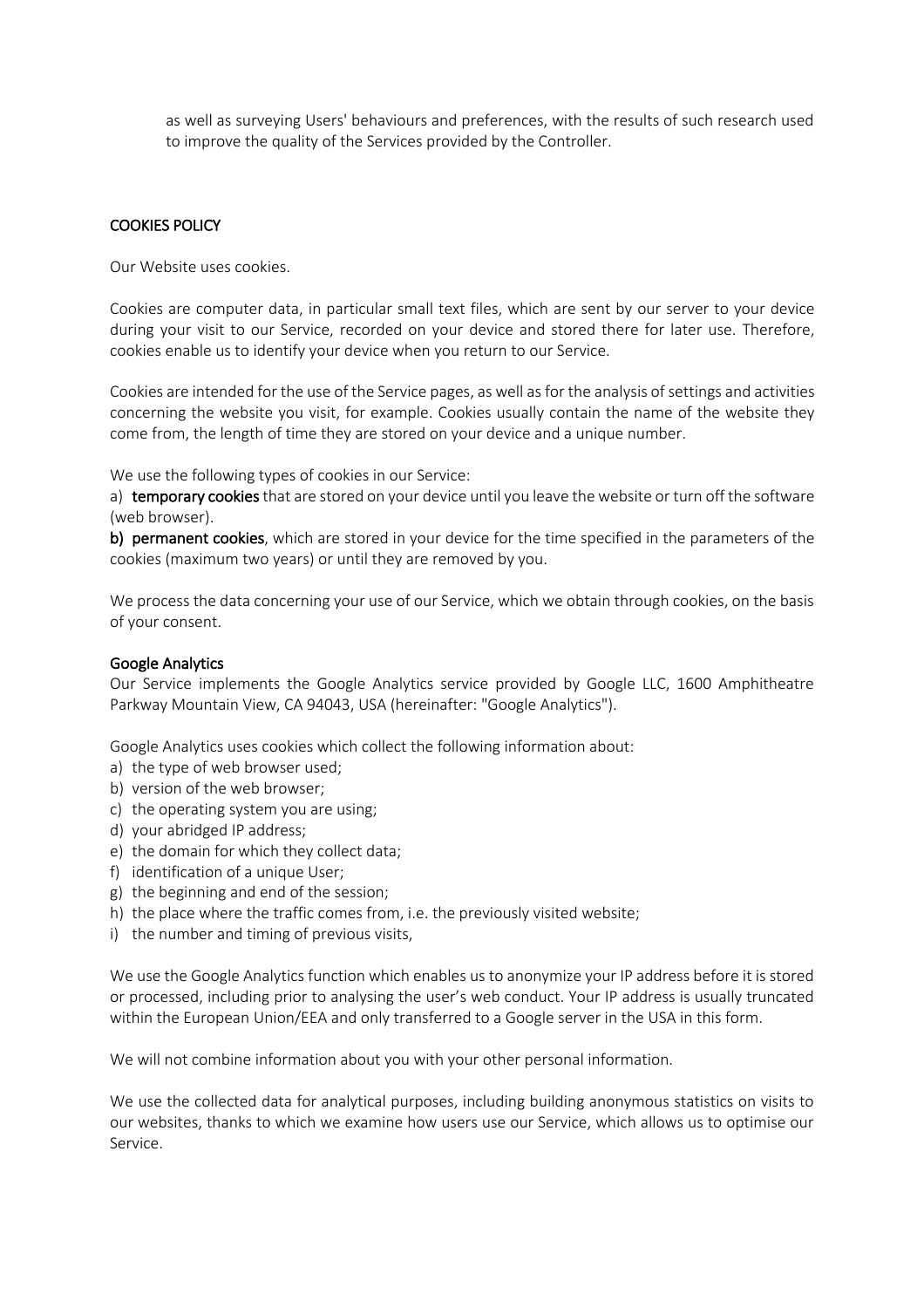as well as surveying Users' behaviours and preferences, with the results of such research used to improve the quality of the Services provided by the Controller.

## COOKIES POLICY

Our Website uses cookies.

Cookies are computer data, in particular small text files, which are sent by our server to your device during your visit to our Service, recorded on your device and stored there for later use. Therefore, cookies enable us to identify your device when you return to our Service.

Cookies are intended for the use of the Service pages, as well as for the analysis of settings and activities concerning the website you visit, for example. Cookies usually contain the name of the website they come from, the length of time they are stored on your device and a unique number.

We use the following types of cookies in our Service:

a) **temporary cookies** that are stored on your device until you leave the website or turn off the software (web browser).

**b) permanent cookies**, which are stored in your device for the time specified in the parameters of the cookies (maximum two years) or until they are removed by you.

We process the data concerning your use of our Service, which we obtain through cookies, on the basis of your consent.

### Google Analytics

Our Service implements the Google Analytics service provided by Google LLC, 1600 Amphitheatre Parkway Mountain View, CA 94043, USA (hereinafter: "Google Analytics").

Google Analytics uses cookies which collect the following information about:

a) the type of web browser used;
b) version of the web browser;
c) the operating system you are using;
d) your abridged IP address;
e) the domain for which they collect data;
f) identification of a unique User;
g) the beginning and end of the session;
h) the place where the traffic comes from, i.e. the previously visited website;
i) the number and timing of previous visits,

We use the Google Analytics function which enables us to anonymize your IP address before it is stored or processed, including prior to analysing the user's web conduct. Your IP address is usually truncated within the European Union/EEA and only transferred to a Google server in the USA in this form.

We will not combine information about you with your other personal information.

We use the collected data for analytical purposes, including building anonymous statistics on visits to our websites, thanks to which we examine how users use our Service, which allows us to optimise our Service.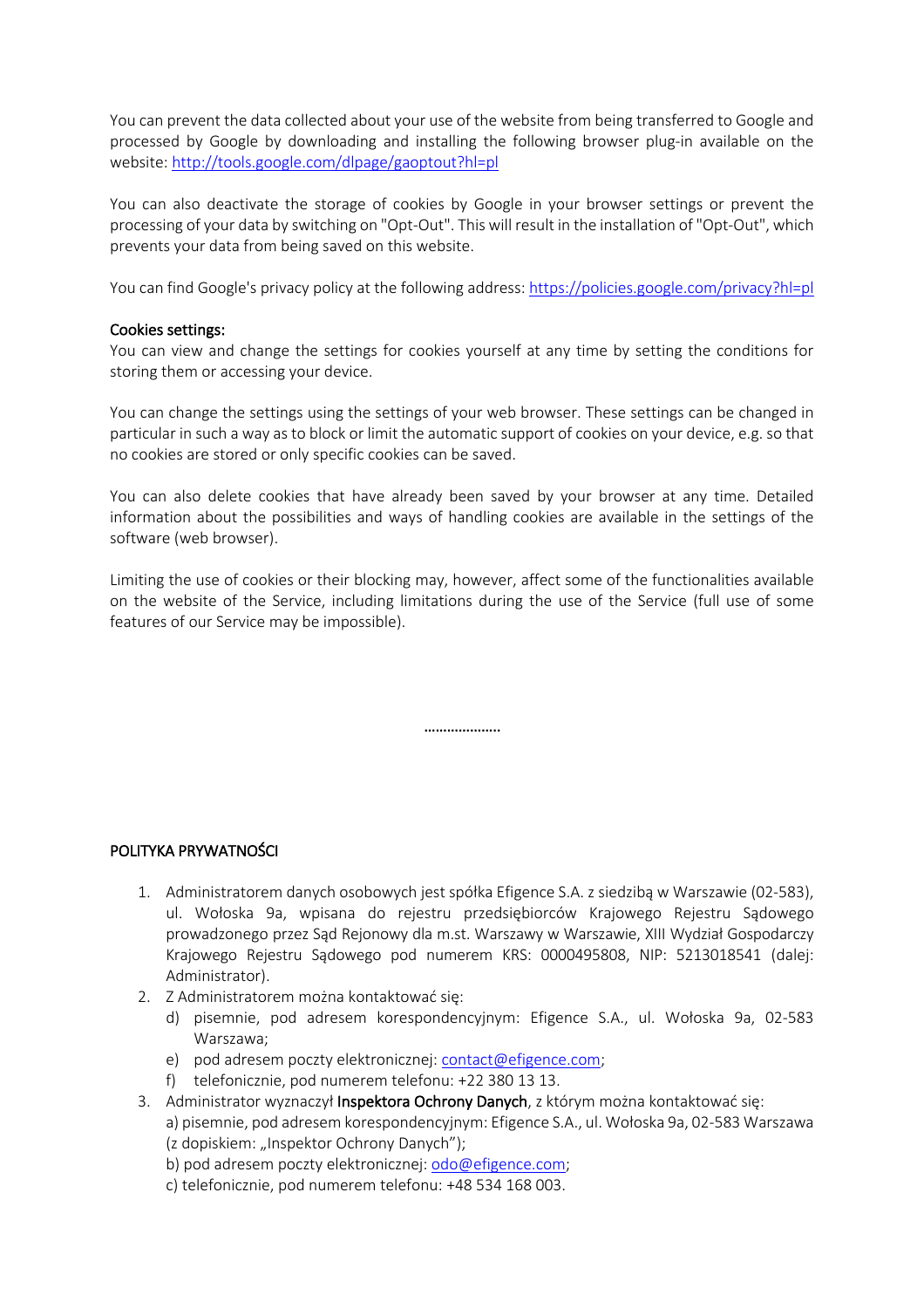You can prevent the data collected about your use of the website from being transferred to Google and processed by Google by downloading and installing the following browser plug-in available on the website: [http://tools.google.com/dlpage/gaoptout?hl=pl](http://tools.google.com/dlpage/gaoptout?hl=pl)

You can also deactivate the storage of cookies by Google in your browser settings or prevent the processing of your data by switching on "Opt-Out". This will result in the installation of "Opt-Out", which prevents your data from being saved on this website.

You can find Google's privacy policy at the following address: [https://policies.google.com/privacy?hl=pl](https://policies.google.com/privacy?hl=pl)

**Cookies settings:**
You can view and change the settings for cookies yourself at any time by setting the conditions for storing them or accessing your device.

You can change the settings using the settings of your web browser. These settings can be changed in particular in such a way as to block or limit the automatic support of cookies on your device, e.g. so that no cookies are stored or only specific cookies can be saved.

You can also delete cookies that have already been saved by your browser at any time. Detailed information about the possibilities and ways of handling cookies are available in the settings of the software (web browser).

Limiting the use of cookies or their blocking may, however, affect some of the functionalities available on the website of the Service, including limitations during the use of the Service (full use of some features of our Service may be impossible).

……………….

## POLITYKA PRYWATNOŚCI

1. Administratorem danych osobowych jest spółka Efigence S.A. z siedzibą w Warszawie (02-583), ul. Wołoska 9a, wpisana do rejestru przedsiębiorców Krajowego Rejestru Sądowego prowadzonego przez Sąd Rejonowy dla m.st. Warszawy w Warszawie, XIII Wydział Gospodarczy Krajowego Rejestru Sądowego pod numerem KRS: 0000495808, NIP: 5213018541 (dalej: Administrator).
2. Z Administratorem można kontaktować się:
   d) pisemnie, pod adresem korespondencyjnym: Efigence S.A., ul. Wołoska 9a, 02-583 Warszawa;
   e) pod adresem poczty elektronicznej: [contact@efigence.com](mailto:contact@efigence.com);
   f) telefonicznie, pod numerem telefonu: +22 380 13 13.
3. Administrator wyznaczył **Inspektora Ochrony Danych**, z którym można kontaktować się:
   a) pisemnie, pod adresem korespondencyjnym: Efigence S.A., ul. Wołoska 9a, 02-583 Warszawa (z dopiskiem: „Inspektor Ochrony Danych");
   b) pod adresem poczty elektronicznej: [odo@efigence.com](mailto:odo@efigence.com);
   c) telefonicznie, pod numerem telefonu: +48 534 168 003.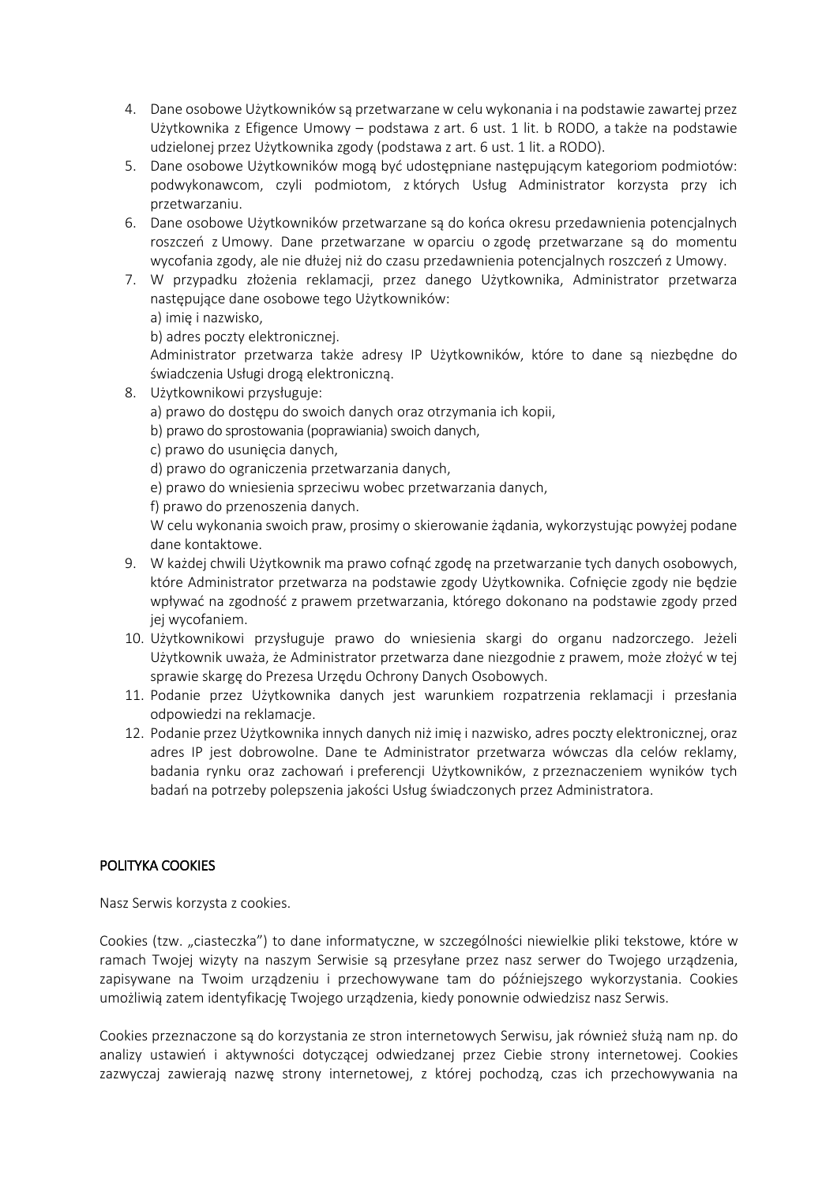4. Dane osobowe Użytkowników są przetwarzane w celu wykonania i na podstawie zawartej przez Użytkownika z Efigence Umowy – podstawa z art. 6 ust. 1 lit. b RODO, a także na podstawie udzielonej przez Użytkownika zgody (podstawa z art. 6 ust. 1 lit. a RODO).
5. Dane osobowe Użytkowników mogą być udostępniane następującym kategoriom podmiotów: podwykonawcom, czyli podmiotom, z których Usług Administrator korzysta przy ich przetwarzaniu.
6. Dane osobowe Użytkowników przetwarzane są do końca okresu przedawnienia potencjalnych roszczeń z Umowy. Dane przetwarzane w oparciu o zgodę przetwarzane są do momentu wycofania zgody, ale nie dłużej niż do czasu przedawnienia potencjalnych roszczeń z Umowy.
7. W przypadku złożenia reklamacji, przez danego Użytkownika, Administrator przetwarza następujące dane osobowe tego Użytkowników:
   a) imię i nazwisko,
   b) adres poczty elektronicznej.
   Administrator przetwarza także adresy IP Użytkowników, które to dane są niezbędne do świadczenia Usługi drogą elektroniczną.
8. Użytkownikowi przysługuje:
   a) prawo do dostępu do swoich danych oraz otrzymania ich kopii,
   b) prawo do sprostowania (poprawiania) swoich danych,
   c) prawo do usunięcia danych,
   d) prawo do ograniczenia przetwarzania danych,
   e) prawo do wniesienia sprzeciwu wobec przetwarzania danych,
   f) prawo do przenoszenia danych.
   W celu wykonania swoich praw, prosimy o skierowanie żądania, wykorzystując powyżej podane dane kontaktowe.
9. W każdej chwili Użytkownik ma prawo cofnąć zgodę na przetwarzanie tych danych osobowych, które Administrator przetwarza na podstawie zgody Użytkownika. Cofnięcie zgody nie będzie wpływać na zgodność z prawem przetwarzania, którego dokonano na podstawie zgody przed jej wycofaniem.
10. Użytkownikowi przysługuje prawo do wniesienia skargi do organu nadzorczego. Jeżeli Użytkownik uważa, że Administrator przetwarza dane niezgodnie z prawem, może złożyć w tej sprawie skargę do Prezesa Urzędu Ochrony Danych Osobowych.
11. Podanie przez Użytkownika danych jest warunkiem rozpatrzenia reklamacji i przesłania odpowiedzi na reklamacje.
12. Podanie przez Użytkownika innych danych niż imię i nazwisko, adres poczty elektronicznej, oraz adres IP jest dobrowolne. Dane te Administrator przetwarza wówczas dla celów reklamy, badania rynku oraz zachowań i preferencji Użytkowników, z przeznaczeniem wyników tych badań na potrzeby polepszenia jakości Usług świadczonych przez Administratora.

## POLITYKA COOKIES

Nasz Serwis korzysta z cookies.

Cookies (tzw. „ciasteczka") to dane informatyczne, w szczególności niewielkie pliki tekstowe, które w ramach Twojej wizyty na naszym Serwisie są przesyłane przez nasz serwer do Twojego urządzenia, zapisywane na Twoim urządzeniu i przechowywane tam do późniejszego wykorzystania. Cookies umożliwią zatem identyfikację Twojego urządzenia, kiedy ponownie odwiedzisz nasz Serwis.

Cookies przeznaczone są do korzystania ze stron internetowych Serwisu, jak również służą nam np. do analizy ustawień i aktywności dotyczącej odwiedzanej przez Ciebie strony internetowej. Cookies zazwyczaj zawierają nazwę strony internetowej, z której pochodzą, czas ich przechowywania na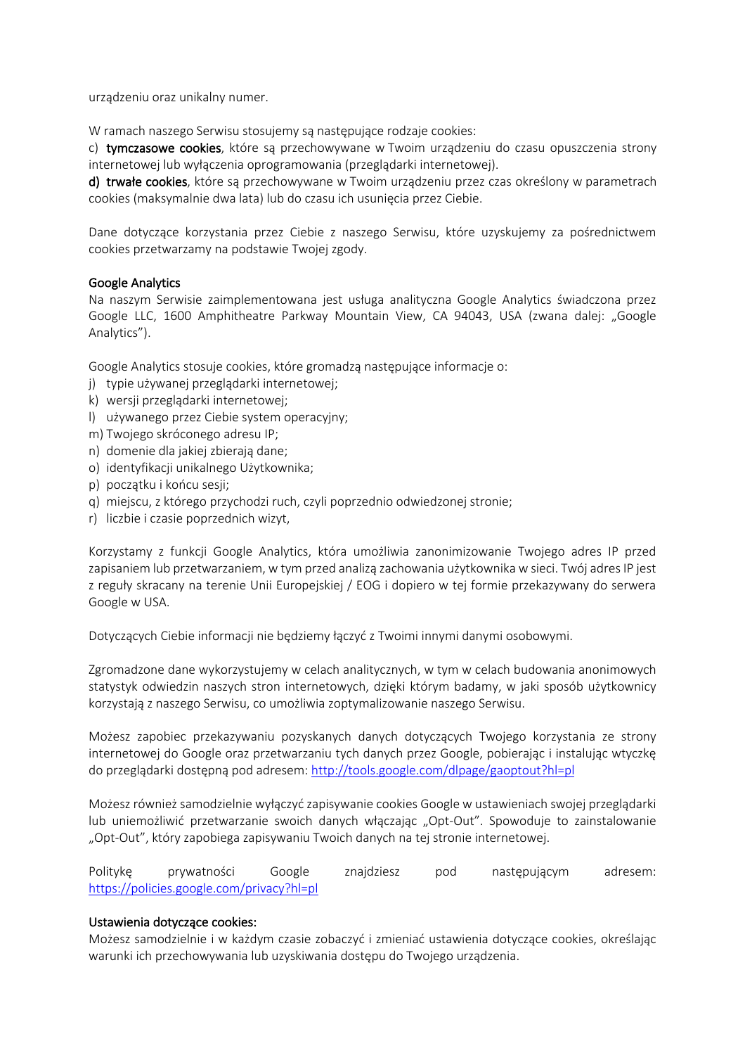urządzeniu oraz unikalny numer.

W ramach naszego Serwisu stosujemy są następujące rodzaje cookies:

c) **tymczasowe cookies**, które są przechowywane w Twoim urządzeniu do czasu opuszczenia strony internetowej lub wyłączenia oprogramowania (przeglądarki internetowej).

**d) trwałe cookies**, które są przechowywane w Twoim urządzeniu przez czas określony w parametrach cookies (maksymalnie dwa lata) lub do czasu ich usunięcia przez Ciebie.

Dane dotyczące korzystania przez Ciebie z naszego Serwisu, które uzyskujemy za pośrednictwem cookies przetwarzamy na podstawie Twojej zgody.

**Google Analytics**

Na naszym Serwisie zaimplementowana jest usługa analityczna Google Analytics świadczona przez Google LLC, 1600 Amphitheatre Parkway Mountain View, CA 94043, USA (zwana dalej: „Google Analytics").

Google Analytics stosuje cookies, które gromadzą następujące informacje o:

j) typie używanej przeglądarki internetowej;
k) wersji przeglądarki internetowej;
l) używanego przez Ciebie system operacyjny;
m) Twojego skróconego adresu IP;
n) domenie dla jakiej zbierają dane;
o) identyfikacji unikalnego Użytkownika;
p) początku i końcu sesji;
q) miejscu, z którego przychodzi ruch, czyli poprzednio odwiedzonej stronie;
r) liczbie i czasie poprzednich wizyt,

Korzystamy z funkcji Google Analytics, która umożliwia zanonimizowanie Twojego adres IP przed zapisaniem lub przetwarzaniem, w tym przed analizą zachowania użytkownika w sieci. Twój adres IP jest z reguły skracany na terenie Unii Europejskiej / EOG i dopiero w tej formie przekazywany do serwera Google w USA.

Dotyczących Ciebie informacji nie będziemy łączyć z Twoimi innymi danymi osobowymi.

Zgromadzone dane wykorzystujemy w celach analitycznych, w tym w celach budowania anonimowych statystyk odwiedzin naszych stron internetowych, dzięki którym badamy, w jaki sposób użytkownicy korzystają z naszego Serwisu, co umożliwia zoptymalizowanie naszego Serwisu.

Możesz zapobiec przekazywaniu pozyskanych danych dotyczących Twojego korzystania ze strony internetowej do Google oraz przetwarzaniu tych danych przez Google, pobierając i instalując wtyczkę do przeglądarki dostępną pod adresem: [http://tools.google.com/dlpage/gaoptout?hl=pl](http://tools.google.com/dlpage/gaoptout?hl=pl)

Możesz również samodzielnie wyłączyć zapisywanie cookies Google w ustawieniach swojej przeglądarki lub uniemożliwić przetwarzanie swoich danych włączając „Opt-Out". Spowoduje to zainstalowanie „Opt-Out", który zapobiega zapisywaniu Twoich danych na tej stronie internetowej.

Politykę prywatności Google znajdziesz pod następującym adresem: [https://policies.google.com/privacy?hl=pl](https://policies.google.com/privacy?hl=pl)

**Ustawienia dotyczące cookies:**

Możesz samodzielnie i w każdym czasie zobaczyć i zmieniać ustawienia dotyczące cookies, określając warunki ich przechowywania lub uzyskiwania dostępu do Twojego urządzenia.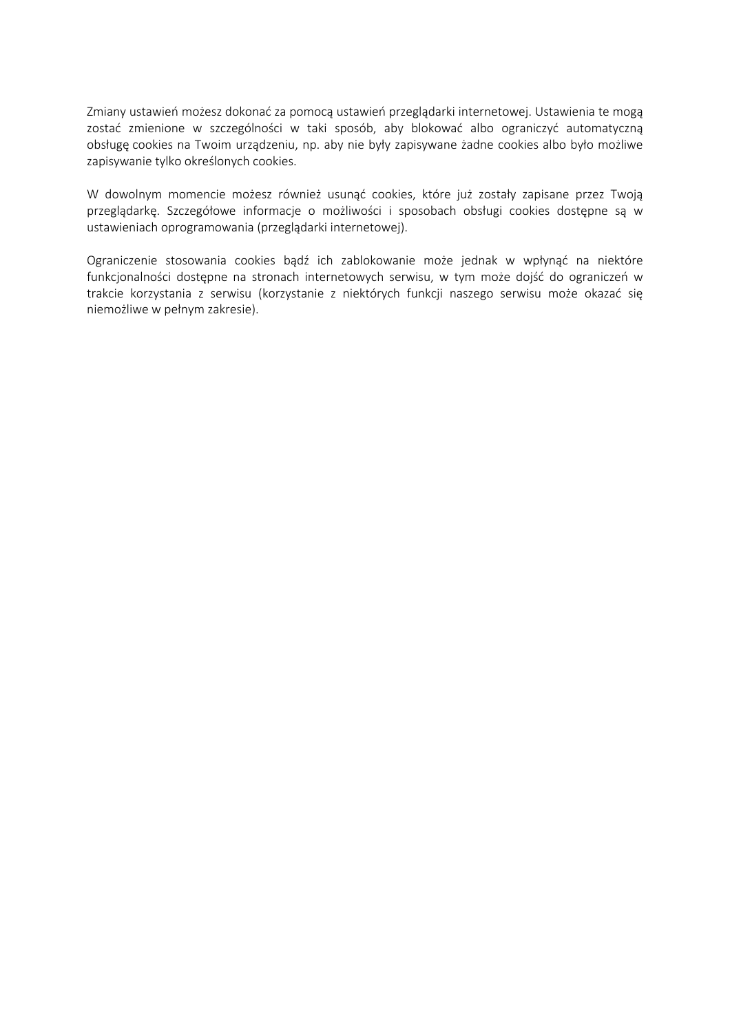Zmiany ustawień możesz dokonać za pomocą ustawień przeglądarki internetowej. Ustawienia te mogą zostać zmienione w szczególności w taki sposób, aby blokować albo ograniczyć automatyczną obsługę cookies na Twoim urządzeniu, np. aby nie były zapisywane żadne cookies albo było możliwe zapisywanie tylko określonych cookies.

W dowolnym momencie możesz również usunąć cookies, które już zostały zapisane przez Twoją przeglądarkę. Szczegółowe informacje o możliwości i sposobach obsługi cookies dostępne są w ustawieniach oprogramowania (przeglądarki internetowej).

Ograniczenie stosowania cookies bądź ich zablokowanie może jednak w wpłynąć na niektóre funkcjonalności dostępne na stronach internetowych serwisu, w tym może dojść do ograniczeń w trakcie korzystania z serwisu (korzystanie z niektórych funkcji naszego serwisu może okazać się niemożliwe w pełnym zakresie).